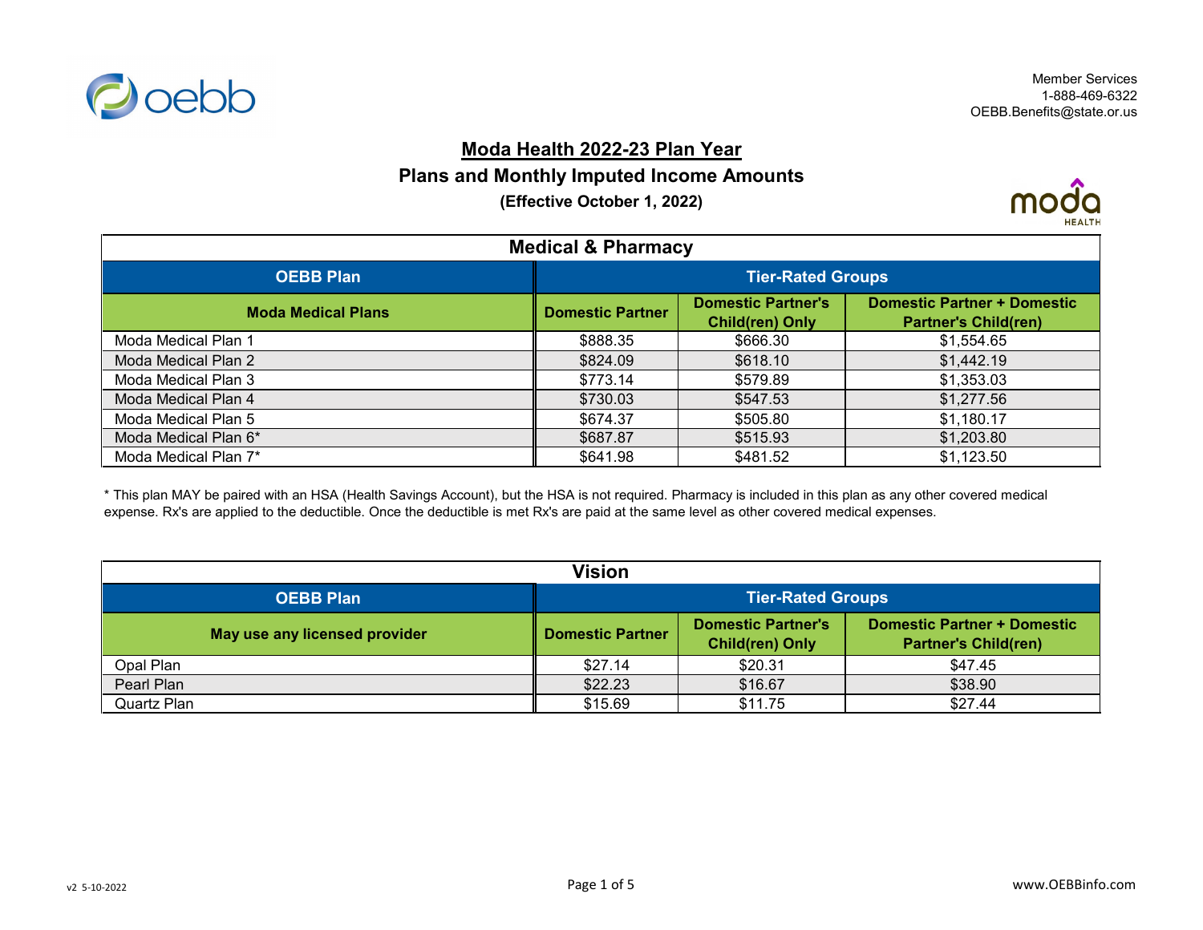Member Services
1-888-469-6322
OEBB.Benefits@state.or.us

# Moda Health 2022-23 Plan Year

## Plans and Monthly Imputed Income Amounts

**(Effective October 1, 2022)**

### Medical & Pharmacy

| OEBB Plan | Tier-Rated Groups | | |
|---|---|---|---|
| **Moda Medical Plans** | **Domestic Partner** | **Domestic Partner's Child(ren) Only** | **Domestic Partner + Domestic Partner's Child(ren)** |
| Moda Medical Plan 1 | $888.35 | $666.30 | $1,554.65 |
| Moda Medical Plan 2 | $824.09 | $618.10 | $1,442.19 |
| Moda Medical Plan 3 | $773.14 | $579.89 | $1,353.03 |
| Moda Medical Plan 4 | $730.03 | $547.53 | $1,277.56 |
| Moda Medical Plan 5 | $674.37 | $505.80 | $1,180.17 |
| Moda Medical Plan 6* | $687.87 | $515.93 | $1,203.80 |
| Moda Medical Plan 7* | $641.98 | $481.52 | $1,123.50 |

* This plan MAY be paired with an HSA (Health Savings Account), but the HSA is not required. Pharmacy is included in this plan as any other covered medical expense. Rx's are applied to the deductible. Once the deductible is met Rx's are paid at the same level as other covered medical expenses.

### Vision

| OEBB Plan | Tier-Rated Groups | | |
|---|---|---|---|
| **May use any licensed provider** | **Domestic Partner** | **Domestic Partner's Child(ren) Only** | **Domestic Partner + Domestic Partner's Child(ren)** |
| Opal Plan | $27.14 | $20.31 | $47.45 |
| Pearl Plan | $22.23 | $16.67 | $38.90 |
| Quartz Plan | $15.69 | $11.75 | $27.44 |

v2 5-10-2022

www.OEBBinfo.com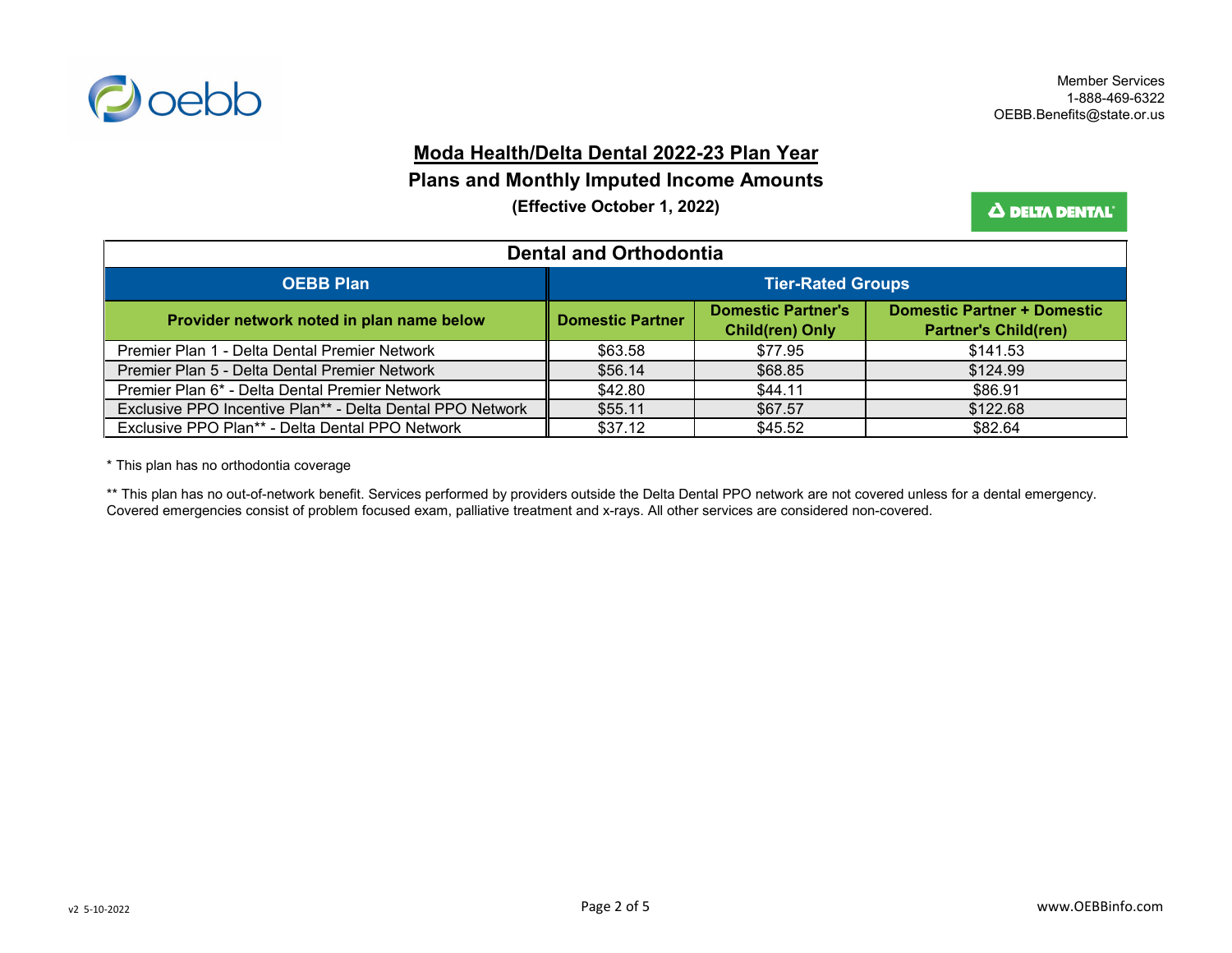Member Services
1-888-469-6322
OEBB.Benefits@state.or.us

# Moda Health/Delta Dental 2022-23 Plan Year

## Plans and Monthly Imputed Income Amounts

**(Effective October 1, 2022)**

| Dental and Orthodontia | | | |
|---|---|---|---|
| **OEBB Plan** | **Tier-Rated Groups** | | |
| **Provider network noted in plan name below** | **Domestic Partner** | **Domestic Partner's Child(ren) Only** | **Domestic Partner + Domestic Partner's Child(ren)** |
| Premier Plan 1 - Delta Dental Premier Network | $63.58 | $77.95 | $141.53 |
| Premier Plan 5 - Delta Dental Premier Network | $56.14 | $68.85 | $124.99 |
| Premier Plan 6* - Delta Dental Premier Network | $42.80 | $44.11 | $86.91 |
| Exclusive PPO Incentive Plan** - Delta Dental PPO Network | $55.11 | $67.57 | $122.68 |
| Exclusive PPO Plan** - Delta Dental PPO Network | $37.12 | $45.52 | $82.64 |

* This plan has no orthodontia coverage

** This plan has no out-of-network benefit. Services performed by providers outside the Delta Dental PPO network are not covered unless for a dental emergency. Covered emergencies consist of problem focused exam, palliative treatment and x-rays. All other services are considered non-covered.

v2 5-10-2022

www.OEBBinfo.com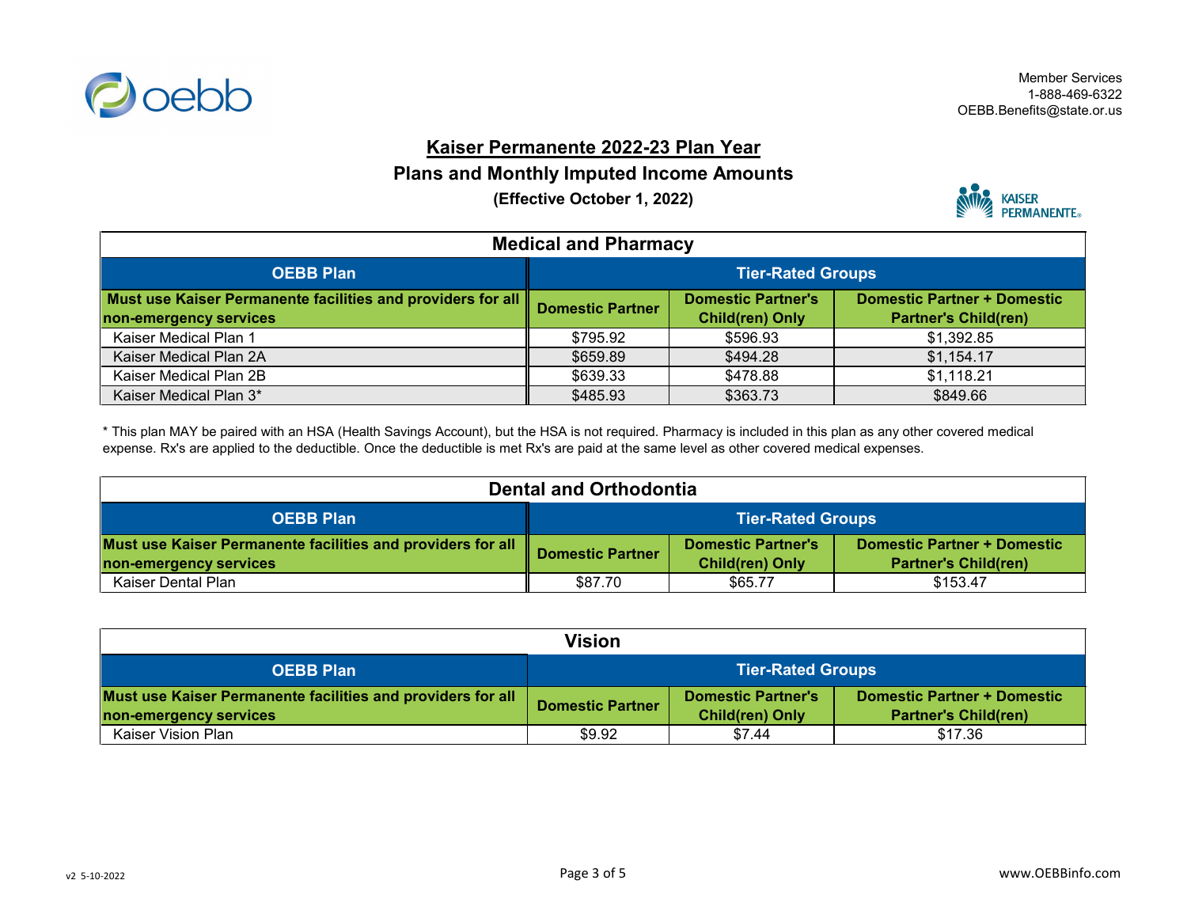Member Services
1-888-469-6322
OEBB.Benefits@state.or.us

# Kaiser Permanente 2022-23 Plan Year

## Plans and Monthly Imputed Income Amounts

**(Effective October 1, 2022)**

| Medical and Pharmacy | | | |
|---|---|---|---|
| **OEBB Plan** | **Tier-Rated Groups** | | |
| **Must use Kaiser Permanente facilities and providers for all non-emergency services** | **Domestic Partner** | **Domestic Partner's Child(ren) Only** | **Domestic Partner + Domestic Partner's Child(ren)** |
| Kaiser Medical Plan 1 | $795.92 | $596.93 | $1,392.85 |
| Kaiser Medical Plan 2A | $659.89 | $494.28 | $1,154.17 |
| Kaiser Medical Plan 2B | $639.33 | $478.88 | $1,118.21 |
| Kaiser Medical Plan 3* | $485.93 | $363.73 | $849.66 |

* This plan MAY be paired with an HSA (Health Savings Account), but the HSA is not required. Pharmacy is included in this plan as any other covered medical expense. Rx's are applied to the deductible. Once the deductible is met Rx's are paid at the same level as other covered medical expenses.

| Dental and Orthodontia | | | |
|---|---|---|---|
| **OEBB Plan** | **Tier-Rated Groups** | | |
| **Must use Kaiser Permanente facilities and providers for all non-emergency services** | **Domestic Partner** | **Domestic Partner's Child(ren) Only** | **Domestic Partner + Domestic Partner's Child(ren)** |
| Kaiser Dental Plan | $87.70 | $65.77 | $153.47 |

| Vision | | | |
|---|---|---|---|
| **OEBB Plan** | **Tier-Rated Groups** | | |
| **Must use Kaiser Permanente facilities and providers for all non-emergency services** | **Domestic Partner** | **Domestic Partner's Child(ren) Only** | **Domestic Partner + Domestic Partner's Child(ren)** |
| Kaiser Vision Plan | $9.92 | $7.44 | $17.36 |

v2 5-10-2022

www.OEBBinfo.com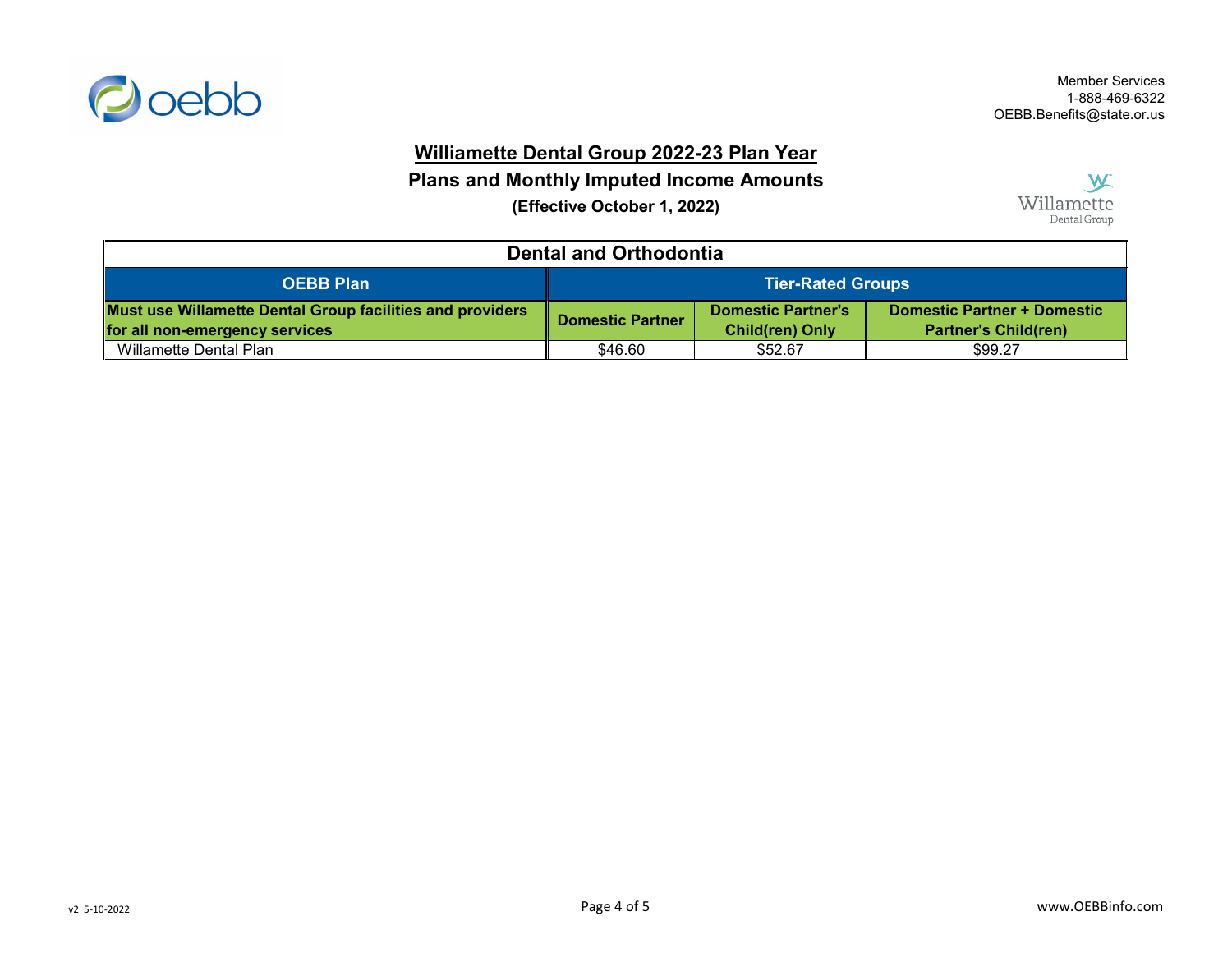Member Services
1-888-469-6322
OEBB.Benefits@state.or.us

# Williamette Dental Group 2022-23 Plan Year

## Plans and Monthly Imputed Income Amounts

**(Effective October 1, 2022)**

| Dental and Orthodontia | | | |
|---|---|---|---|
| **OEBB Plan** | **Tier-Rated Groups** | | |
| **Must use Willamette Dental Group facilities and providers for all non-emergency services** | **Domestic Partner** | **Domestic Partner's Child(ren) Only** | **Domestic Partner + Domestic Partner's Child(ren)** |
| Willamette Dental Plan | $46.60 | $52.67 | $99.27 |

v2 5-10-2022

www.OEBBinfo.com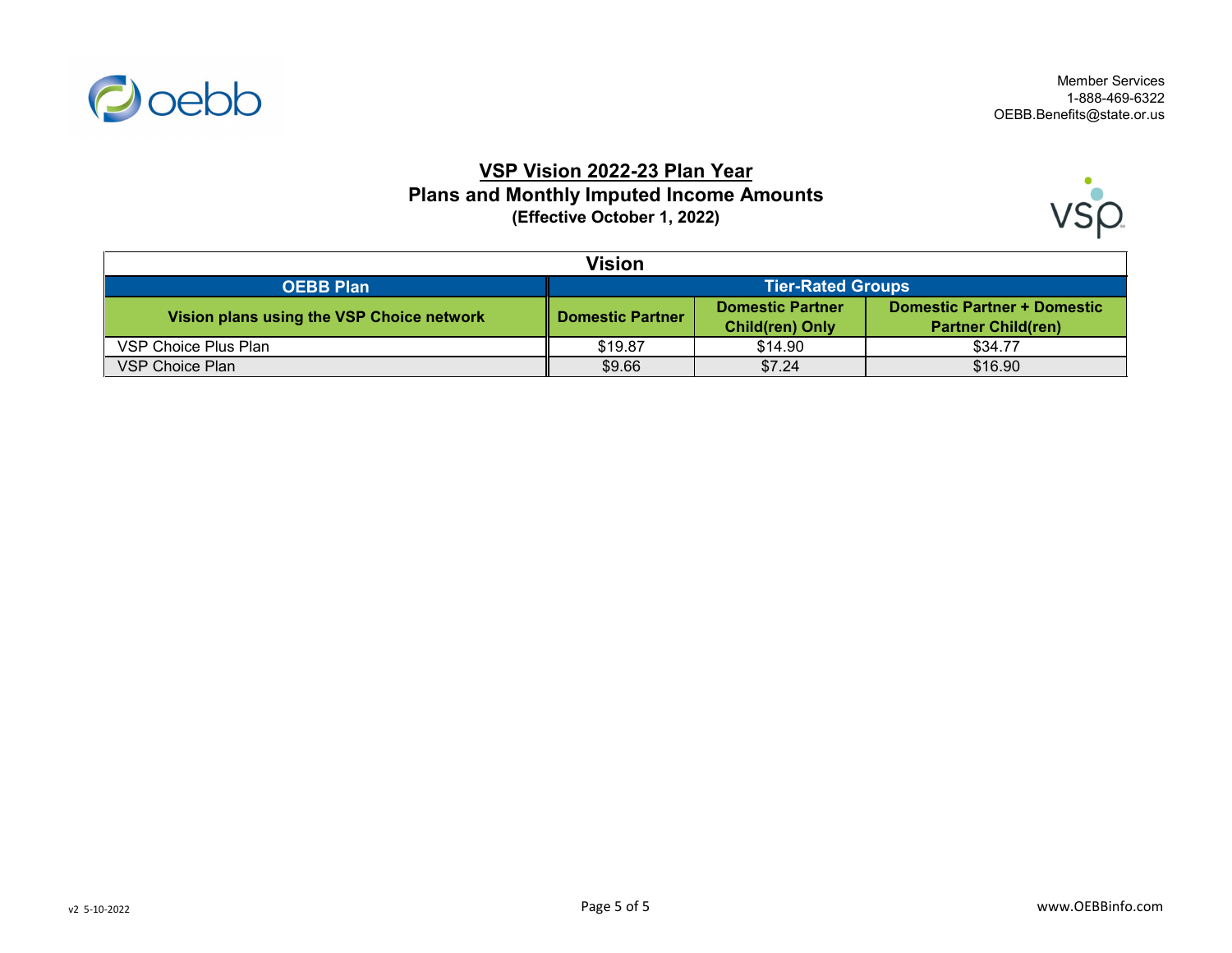Member Services
1-888-469-6322
OEBB.Benefits@state.or.us

# VSP Vision 2022-23 Plan Year

## Plans and Monthly Imputed Income Amounts

**(Effective October 1, 2022)**

| Vision | | | |
|---|---|---|---|
| **OEBB Plan** | **Tier-Rated Groups** | | |
| **Vision plans using the VSP Choice network** | **Domestic Partner** | **Domestic Partner Child(ren) Only** | **Domestic Partner + Domestic Partner Child(ren)** |
| VSP Choice Plus Plan | $19.87 | $14.90 | $34.77 |
| VSP Choice Plan | $9.66 | $7.24 | $16.90 |

v2 5-10-2022

www.OEBBinfo.com